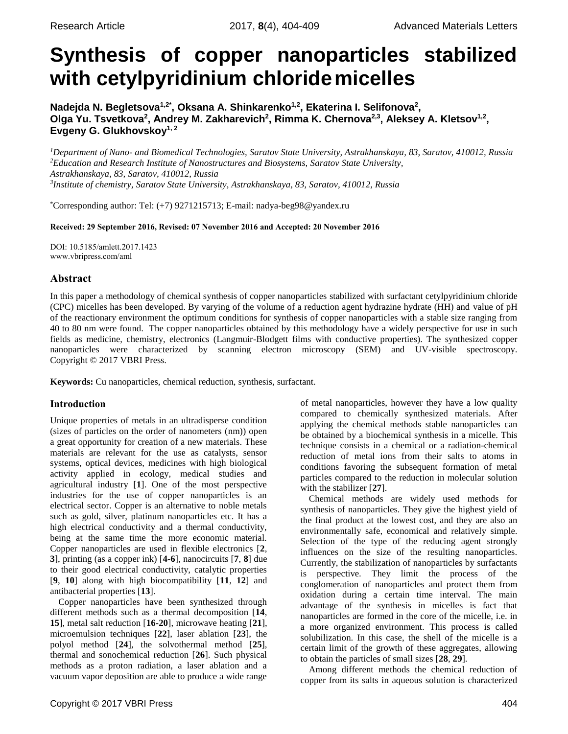# Synthesis of copper nanoparticles stabilized with cetylpyridinium chloride micelles

**Nadejda N. Begletsova[1,2*], Oksana A. Shinkarenko[1,2], Ekaterina I. Selifonova[2], Olga Yu. Tsvetkova[2], Andrey M. Zakharevich[2], Rimma K. Chernova[2,3], Aleksey A. Kletsov[1,2], Evgeny G. Glukhovskoy[1,2]**

[1]*Department of Nano- and Biomedical Technologies, Saratov State University, Astrakhanskaya, 83, Saratov, 410012, Russia*
[2]*Education and Research Institute of Nanostructures and Biosystems, Saratov State University, Astrakhanskaya, 83, Saratov, 410012, Russia*
[3]*Institute of chemistry, Saratov State University, Astrakhanskaya, 83, Saratov, 410012, Russia*

[*]Corresponding author: Tel: (+7) 9271215713; E-mail: nadya-beg98@yandex.ru

**Received: 29 September 2016, Revised: 07 November 2016 and Accepted: 20 November 2016**

DOI: 10.5185/amlett.2017.1423
www.vbripress.com/aml

## Abstract

In this paper a methodology of chemical synthesis of copper nanoparticles stabilized with surfactant cetylpyridinium chloride (CPC) micelles has been developed. By varying of the volume of a reduction agent hydrazine hydrate (HH) and value of pH of the reactionary environment the optimum conditions for synthesis of copper nanoparticles with a stable size ranging from 40 to 80 nm were found. The copper nanoparticles obtained by this methodology have a widely perspective for use in such fields as medicine, chemistry, electronics (Langmuir-Blodgett films with conductive properties). The synthesized copper nanoparticles were characterized by scanning electron microscopy (SEM) and UV-visible spectroscopy. Copyright © 2017 VBRI Press.

**Keywords:** Cu nanoparticles, chemical reduction, synthesis, surfactant.

## Introduction

Unique properties of metals in an ultradisperse condition (sizes of particles on the order of nanometers (nm)) open a great opportunity for creation of a new materials. These materials are relevant for the use as catalysts, sensor systems, optical devices, medicines with high biological activity applied in ecology, medical studies and agricultural industry [**1**]. One of the most perspective industries for the use of copper nanoparticles is an electrical sector. Copper is an alternative to noble metals such as gold, silver, platinum nanoparticles etc. It has a high electrical conductivity and a thermal conductivity, being at the same time the more economic material. Copper nanoparticles are used in flexible electronics [**2**, **3**], printing (as a copper ink) [**4-6**], nanocircuits [**7**, **8**] due to their good electrical conductivity, catalytic properties [**9**, **10**] along with high biocompatibility [**11**, **12**] and antibacterial properties [**13**].

Copper nanoparticles have been synthesized through different methods such as a thermal decomposition [**14**, **15**], metal salt reduction [**16-20**], microwave heating [**21**], microemulsion techniques [**22**], laser ablation [**23**], the polyol method [**24**], the solvothermal method [**25**], thermal and sonochemical reduction [**26**]. Such physical methods as a proton radiation, a laser ablation and a vacuum vapor deposition are able to produce a wide range of metal nanoparticles, however they have a low quality compared to chemically synthesized materials. After applying the chemical methods stable nanoparticles can be obtained by a biochemical synthesis in a micelle. This technique consists in a chemical or a radiation-chemical reduction of metal ions from their salts to atoms in conditions favoring the subsequent formation of metal particles compared to the reduction in molecular solution with the stabilizer [**27**].

Chemical methods are widely used methods for synthesis of nanoparticles. They give the highest yield of the final product at the lowest cost, and they are also an environmentally safe, economical and relatively simple. Selection of the type of the reducing agent strongly influences on the size of the resulting nanoparticles. Currently, the stabilization of nanoparticles by surfactants is perspective. They limit the process of the conglomeration of nanoparticles and protect them from oxidation during a certain time interval. The main advantage of the synthesis in micelles is fact that nanoparticles are formed in the core of the micelle, i.e. in a more organized environment. This process is called solubilization. In this case, the shell of the micelle is a certain limit of the growth of these aggregates, allowing to obtain the particles of small sizes [**28**, **29**].

Among different methods the chemical reduction of copper from its salts in aqueous solution is characterized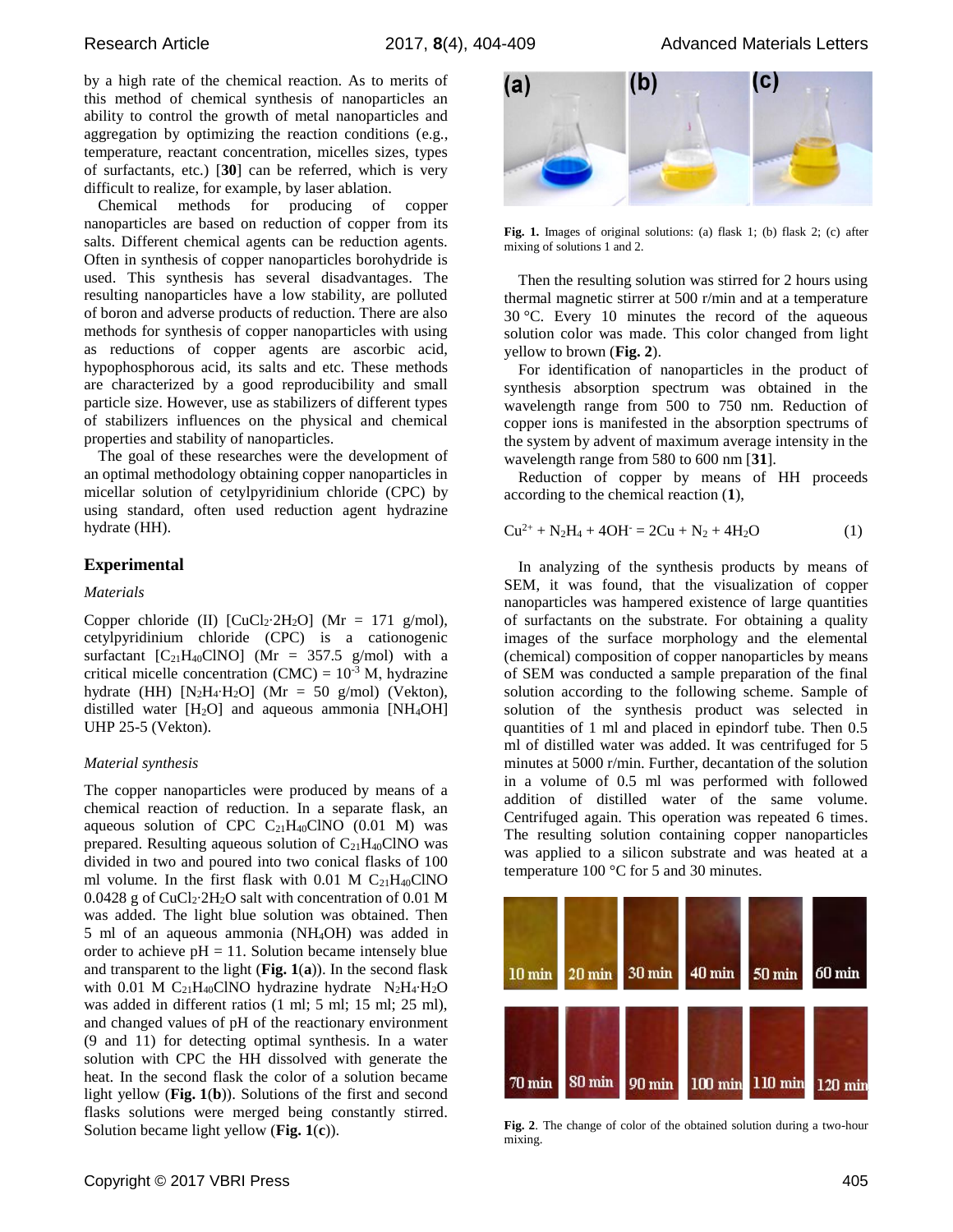by a high rate of the chemical reaction. As to merits of this method of chemical synthesis of nanoparticles an ability to control the growth of metal nanoparticles and aggregation by optimizing the reaction conditions (e.g., temperature, reactant concentration, micelles sizes, types of surfactants, etc.) [**30**] can be referred, which is very difficult to realize, for example, by laser ablation.

Chemical methods for producing of copper nanoparticles are based on reduction of copper from its salts. Different chemical agents can be reduction agents. Often in synthesis of copper nanoparticles borohydride is used. This synthesis has several disadvantages. The resulting nanoparticles have a low stability, are polluted of boron and adverse products of reduction. There are also methods for synthesis of copper nanoparticles with using as reductions of copper agents are ascorbic acid, hypophosphorous acid, its salts and etc. These methods are characterized by a good reproducibility and small particle size. However, use as stabilizers of different types of stabilizers influences on the physical and chemical properties and stability of nanoparticles.

The goal of these researches were the development of an optimal methodology obtaining copper nanoparticles in micellar solution of cetylpyridinium chloride (CPC) by using standard, often used reduction agent hydrazine hydrate (HH).

## Experimental

*Materials*

Copper chloride (II) [$CuCl_2{\cdot}2H_2O$] (Mr = 171 g/mol), cetylpyridinium chloride (CPC) is a cationogenic surfactant [$C_{21}H_{40}ClNO$] (Mr = 357.5 g/mol) with a critical micelle concentration (CMC) = $10^{-3}$ M, hydrazine hydrate (HH) [$N_2H_4{\cdot}H_2O$] (Mr = 50 g/mol) (Vekton), distilled water [$H_2O$] and aqueous ammonia [$NH_4OH$] UHP 25-5 (Vekton).

*Material synthesis*

The copper nanoparticles were produced by means of a chemical reaction of reduction. In a separate flask, an aqueous solution of CPC $C_{21}H_{40}ClNO$ (0.01 M) was prepared. Resulting aqueous solution of $C_{21}H_{40}ClNO$ was divided in two and poured into two conical flasks of 100 ml volume. In the first flask with 0.01 M $C_{21}H_{40}ClNO$ 0.0428 g of $CuCl_2{\cdot}2H_2O$ salt with concentration of 0.01 M was added. The light blue solution was obtained. Then 5 ml of an aqueous ammonia ($NH_4OH$) was added in order to achieve pH = 11. Solution became intensely blue and transparent to the light (**Fig. 1**(**a**)). In the second flask with 0.01 M $C_{21}H_{40}ClNO$ hydrazine hydrate $N_2H_4{\cdot}H_2O$ was added in different ratios (1 ml; 5 ml; 15 ml; 25 ml), and changed values of pH of the reactionary environment (9 and 11) for detecting optimal synthesis. In a water solution with CPC the HH dissolved with generate the heat. In the second flask the color of a solution became light yellow (**Fig. 1**(**b**)). Solutions of the first and second flasks solutions were merged being constantly stirred. Solution became light yellow (**Fig. 1**(**c**)).

**Fig. 1.** Images of original solutions: (a) flask 1; (b) flask 2; (c) after mixing of solutions 1 and 2.

Then the resulting solution was stirred for 2 hours using thermal magnetic stirrer at 500 r/min and at a temperature 30 °C. Every 10 minutes the record of the aqueous solution color was made. This color changed from light yellow to brown (**Fig. 2**).

For identification of nanoparticles in the product of synthesis absorption spectrum was obtained in the wavelength range from 500 to 750 nm. Reduction of copper ions is manifested in the absorption spectrums of the system by advent of maximum average intensity in the wavelength range from 580 to 600 nm [**31**].

Reduction of copper by means of HH proceeds according to the chemical reaction (**1**),

$$Cu^{2+} + N_2H_4 + 4OH^- = 2Cu + N_2 + 4H_2O \qquad (1)$$

In analyzing of the synthesis products by means of SEM, it was found, that the visualization of copper nanoparticles was hampered existence of large quantities of surfactants on the substrate. For obtaining a quality images of the surface morphology and the elemental (chemical) composition of copper nanoparticles by means of SEM was conducted a sample preparation of the final solution according to the following scheme. Sample of solution of the synthesis product was selected in quantities of 1 ml and placed in epindorf tube. Then 0.5 ml of distilled water was added. It was centrifuged for 5 minutes at 5000 r/min. Further, decantation of the solution in a volume of 0.5 ml was performed with followed addition of distilled water of the same volume. Centrifuged again. This operation was repeated 6 times. The resulting solution containing copper nanoparticles was applied to a silicon substrate and was heated at a temperature 100 °C for 5 and 30 minutes.

**Fig. 2**. The change of color of the obtained solution during a two-hour mixing.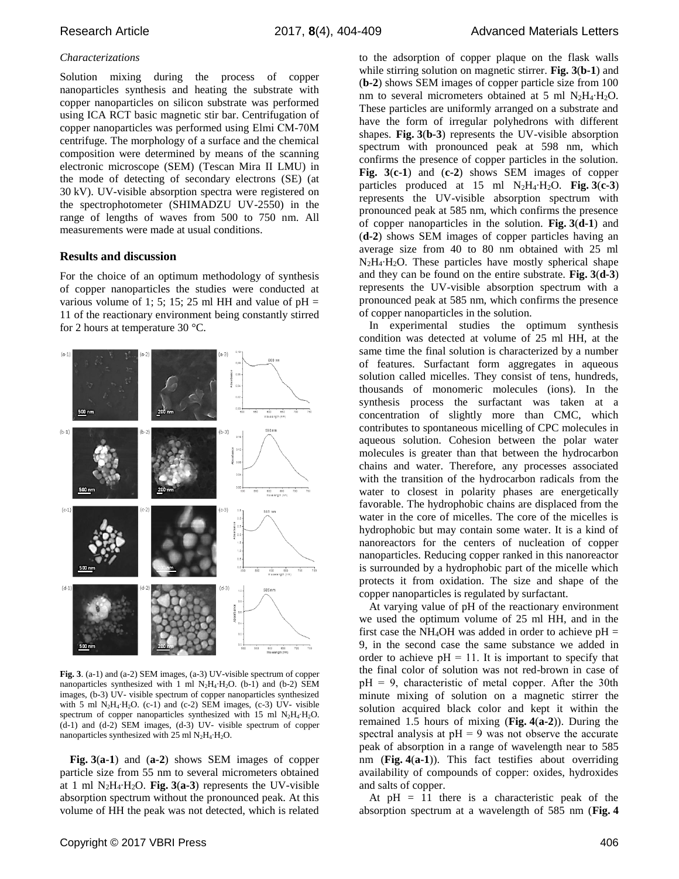*Characterizations*

Solution mixing during the process of copper nanoparticles synthesis and heating the substrate with copper nanoparticles on silicon substrate was performed using ICA RCT basic magnetic stir bar. Centrifugation of copper nanoparticles was performed using Elmi CM-70M centrifuge. The morphology of a surface and the chemical composition were determined by means of the scanning electronic microscope (SEM) (Tescan Mira II LMU) in the mode of detecting of secondary electrons (SE) (at 30 kV). UV-visible absorption spectra were registered on the spectrophotometer (SHIMADZU UV-2550) in the range of lengths of waves from 500 to 750 nm. All measurements were made at usual conditions.

## Results and discussion

For the choice of an optimum methodology of synthesis of copper nanoparticles the studies were conducted at various volume of 1; 5; 15; 25 ml HH and value of pH = 11 of the reactionary environment being constantly stirred for 2 hours at temperature 30 °C.

**Fig. 3**. (a-1) and (a-2) SEM images, (a-3) UV-visible spectrum of copper nanoparticles synthesized with 1 ml $N_2H_4{\cdot}H_2O$. (b-1) and (b-2) SEM images, (b-3) UV- visible spectrum of copper nanoparticles synthesized with 5 ml $N_2H_4{\cdot}H_2O$. (c-1) and (c-2) SEM images, (c-3) UV- visible spectrum of copper nanoparticles synthesized with 15 ml $N_2H_4{\cdot}H_2O$. (d-1) and (d-2) SEM images, (d-3) UV- visible spectrum of copper nanoparticles synthesized with 25 ml $N_2H_4{\cdot}H_2O$.

**Fig. 3(a-1)** and **(a-2)** shows SEM images of copper particle size from 55 nm to several micrometers obtained at 1 ml $N_2H_4{\cdot}H_2O$. **Fig. 3(a-3)** represents the UV-visible absorption spectrum without the pronounced peak. At this volume of HH the peak was not detected, which is related to the adsorption of copper plaque on the flask walls while stirring solution on magnetic stirrer. **Fig. 3(b-1)** and **(b-2)** shows SEM images of copper particle size from 100 nm to several micrometers obtained at 5 ml $N_2H_4{\cdot}H_2O$. These particles are uniformly arranged on a substrate and have the form of irregular polyhedrons with different shapes. **Fig. 3(b-3)** represents the UV-visible absorption spectrum with pronounced peak at 598 nm, which confirms the presence of copper particles in the solution. **Fig. 3(c-1)** and **(c-2)** shows SEM images of copper particles produced at 15 ml $N_2H_4{\cdot}H_2O$. **Fig. 3(c-3)** represents the UV-visible absorption spectrum with pronounced peak at 585 nm, which confirms the presence of copper nanoparticles in the solution. **Fig. 3(d-1)** and **(d-2)** shows SEM images of copper particles having an average size from 40 to 80 nm obtained with 25 ml $N_2H_4{\cdot}H_2O$. These particles have mostly spherical shape and they can be found on the entire substrate. **Fig. 3(d-3)** represents the UV-visible absorption spectrum with a pronounced peak at 585 nm, which confirms the presence of copper nanoparticles in the solution.

In experimental studies the optimum synthesis condition was detected at volume of 25 ml HH, at the same time the final solution is characterized by a number of features. Surfactant form aggregates in aqueous solution called micelles. They consist of tens, hundreds, thousands of monomeric molecules (ions). In the synthesis process the surfactant was taken at a concentration of slightly more than CMC, which contributes to spontaneous micelling of CPC molecules in aqueous solution. Cohesion between the polar water molecules is greater than that between the hydrocarbon chains and water. Therefore, any processes associated with the transition of the hydrocarbon radicals from the water to closest in polarity phases are energetically favorable. The hydrophobic chains are displaced from the water in the core of micelles. The core of the micelles is hydrophobic but may contain some water. It is a kind of nanoreactors for the centers of nucleation of copper nanoparticles. Reducing copper ranked in this nanoreactor is surrounded by a hydrophobic part of the micelle which protects it from oxidation. The size and shape of the copper nanoparticles is regulated by surfactant.

At varying value of pH of the reactionary environment we used the optimum volume of 25 ml HH, and in the first case the $NH_4OH$ was added in order to achieve pH = 9, in the second case the same substance we added in order to achieve pH = 11. It is important to specify that the final color of solution was not red-brown in case of pH = 9, characteristic of metal copper. After the 30th minute mixing of solution on a magnetic stirrer the solution acquired black color and kept it within the remained 1.5 hours of mixing (**Fig. 4(a-2)**). During the spectral analysis at pH = 9 was not observe the accurate peak of absorption in a range of wavelength near to 585 nm (**Fig. 4(a-1)**). This fact testifies about overriding availability of compounds of copper: oxides, hydroxides and salts of copper.

At pH = 11 there is a characteristic peak of the absorption spectrum at a wavelength of 585 nm (**Fig. 4**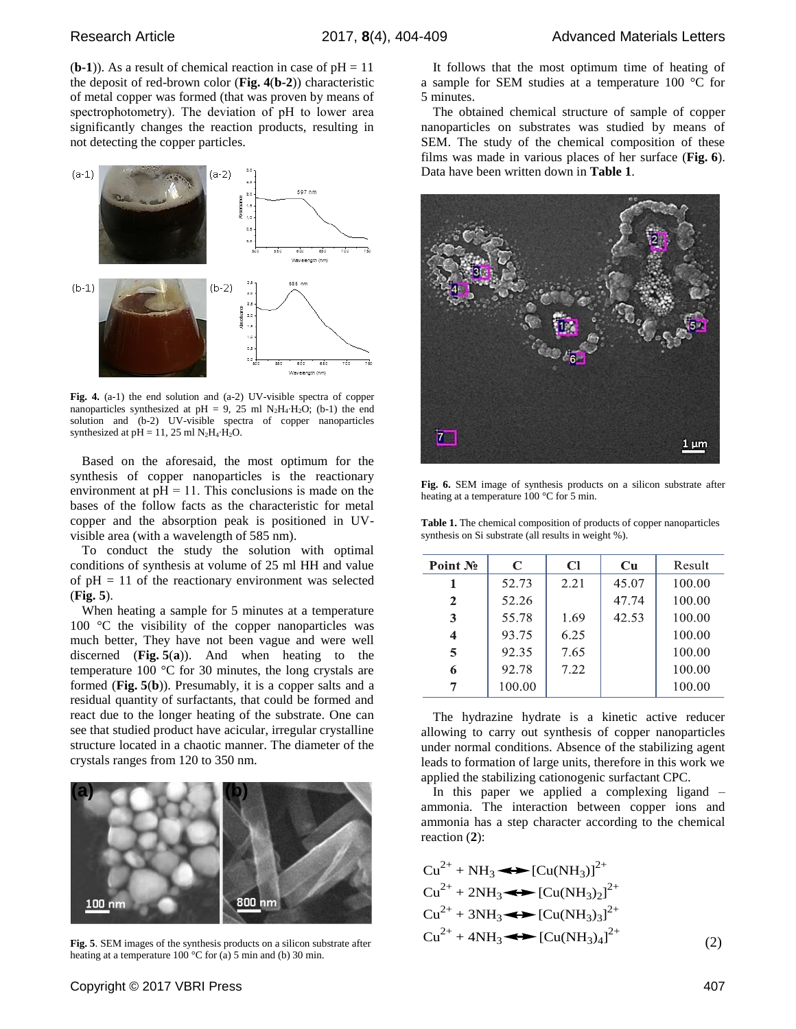(**b-1**)). As a result of chemical reaction in case of pH = 11 the deposit of red-brown color (**Fig. 4(b-2)**) characteristic of metal copper was formed (that was proven by means of spectrophotometry). The deviation of pH to lower area significantly changes the reaction products, resulting in not detecting the copper particles.

**Fig. 4.** (a-1) the end solution and (a-2) UV-visible spectra of copper nanoparticles synthesized at pH = 9, 25 ml $N_2H_4{\cdot}H_2O$; (b-1) the end solution and (b-2) UV-visible spectra of copper nanoparticles synthesized at pH = 11, 25 ml $N_2H_4{\cdot}H_2O$.

Based on the aforesaid, the most optimum for the synthesis of copper nanoparticles is the reactionary environment at pH = 11. This conclusions is made on the bases of the follow facts as the characteristic for metal copper and the absorption peak is positioned in UV-visible area (with a wavelength of 585 nm).

To conduct the study the solution with optimal conditions of synthesis at volume of 25 ml HH and value of pH = 11 of the reactionary environment was selected (**Fig. 5**).

When heating a sample for 5 minutes at a temperature 100 °C the visibility of the copper nanoparticles was much better, They have not been vague and were well discerned (**Fig. 5(a)**). And when heating to the temperature 100 °C for 30 minutes, the long crystals are formed (**Fig. 5(b)**). Presumably, it is a copper salts and a residual quantity of surfactants, that could be formed and react due to the longer heating of the substrate. One can see that studied product have acicular, irregular crystalline structure located in a chaotic manner. The diameter of the crystals ranges from 120 to 350 nm.

**Fig. 5**. SEM images of the synthesis products on a silicon substrate after heating at a temperature 100 °C for (a) 5 min and (b) 30 min.

It follows that the most optimum time of heating of a sample for SEM studies at a temperature 100 °C for 5 minutes.

The obtained chemical structure of sample of copper nanoparticles on substrates was studied by means of SEM. The study of the chemical composition of these films was made in various places of her surface (**Fig. 6**). Data have been written down in **Table 1**.

**Fig. 6.** SEM image of synthesis products on a silicon substrate after heating at a temperature 100 °C for 5 min.

**Table 1.** The chemical composition of products of copper nanoparticles synthesis on Si substrate (all results in weight %).

| Point № | C | Cl | Cu | Result |
|---|---|---|---|---|
| 1 | 52.73 | 2.21 | 45.07 | 100.00 |
| 2 | 52.26 | | 47.74 | 100.00 |
| 3 | 55.78 | 1.69 | 42.53 | 100.00 |
| 4 | 93.75 | 6.25 | | 100.00 |
| 5 | 92.35 | 7.65 | | 100.00 |
| 6 | 92.78 | 7.22 | | 100.00 |
| 7 | 100.00 | | | 100.00 |

The hydrazine hydrate is a kinetic active reducer allowing to carry out synthesis of copper nanoparticles under normal conditions. Absence of the stabilizing agent leads to formation of large units, therefore in this work we applied the stabilizing cationogenic surfactant CPC.

In this paper we applied a complexing ligand – ammonia. The interaction between copper ions and ammonia has a step character according to the chemical reaction (**2**):

$$
\begin{aligned}
&Cu^{2+} + NH_3 \leftrightarrow [Cu(NH_3)]^{2+} \\
&Cu^{2+} + 2NH_3 \leftrightarrow [Cu(NH_3)_2]^{2+} \\
&Cu^{2+} + 3NH_3 \leftrightarrow [Cu(NH_3)_3]^{2+} \\
&Cu^{2+} + 4NH_3 \leftrightarrow [Cu(NH_3)_4]^{2+}
\end{aligned} \tag{2}
$$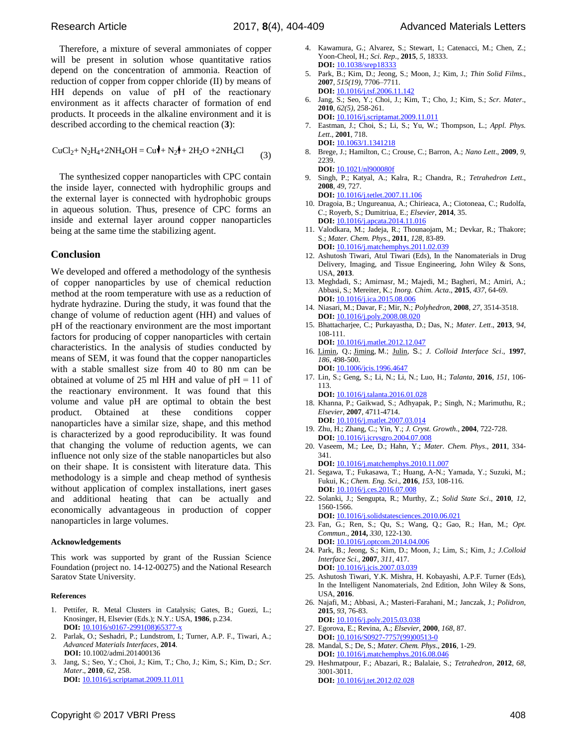Therefore, a mixture of several ammoniates of copper will be present in solution whose quantitative ratios depend on the concentration of ammonia. Reaction of reduction of copper from copper chloride (II) by means of HH depends on value of pH of the reactionary environment as it affects character of formation of end products. It proceeds in the alkaline environment and it is described according to the chemical reaction (**3**):

$$CuCl_2 + N_2H_4 + 2NH_4OH = Cu\downarrow + N_2\uparrow + 2H_2O + 2NH_4Cl \qquad (3)$$

The synthesized copper nanoparticles with CPC contain the inside layer, connected with hydrophilic groups and the external layer is connected with hydrophobic groups in aqueous solution. Thus, presence of CPC forms an inside and external layer around copper nanoparticles being at the same time the stabilizing agent.

## Conclusion

We developed and offered a methodology of the synthesis of copper nanoparticles by use of chemical reduction method at the room temperature with use as a reduction of hydrate hydrazine. During the study, it was found that the change of volume of reduction agent (HH) and values of pH of the reactionary environment are the most important factors for producing of copper nanoparticles with certain characteristics. In the analysis of studies conducted by means of SEM, it was found that the copper nanoparticles with a stable smallest size from 40 to 80 nm can be obtained at volume of 25 ml HH and value of pH = 11 of the reactionary environment. It was found that this volume and value pH are optimal to obtain the best product. Obtained at these conditions copper nanoparticles have a similar size, shape, and this method is characterized by a good reproducibility. It was found that changing the volume of reduction agents, we can influence not only size of the stable nanoparticles but also on their shape. It is consistent with literature data. This methodology is a simple and cheap method of synthesis without application of complex installations, inert gases and additional heating that can be actually and economically advantageous in production of copper nanoparticles in large volumes.

### Acknowledgements

This work was supported by grant of the Russian Science Foundation (project no. 14-12-00275) and the National Research Saratov State University.

### References

1. Pettifer, R. Metal Clusters in Catalysis; Gates, B.; Guezi, L.; Knosinger, H, Elsevier (Eds.); N.Y.: USA, **1986**, p.234. **DOI:** 10.1016/s0167-2991(08)65377-x
2. Parlak, O.; Seshadri, P.; Lundstrom, I.; Turner, A.P. F., Tiwari, A.; *Advanced Materials Interfaces*, **2014**. **DOI:** 10.1002/admi.201400136
3. Jang, S.; Seo, Y.; Choi, J.; Kim, T.; Cho, J.; Kim, S.; Kim, D.; *Scr. Mater*., **2010**, *62*, 258. **DOI:** 10.1016/j.scriptamat.2009.11.011
4. Kawamura, G.; Alvarez, S.; Stewart, I.; Catenacci, M.; Chen, Z.; Yoon-Cheol, H.; *Sci. Rep*., **2015**, *5*, 18333. **DOI:** 10.1038/srep18333
5. Park, B.; Kim, D.; Jeong, S.; Moon, J.; Kim, J.; *Thin Solid Films*., **2007**, *515(19)*, 7706–7711. **DOI:** 10.1016/j.tsf.2006.11.142
6. Jang, S.; Seo, Y.; Choi, J.; Kim, T.; Cho, J.; Kim, S.; *Scr. Mater*., **2010**, *62(5)*, 258-261. **DOI:** 10.1016/j.scriptamat.2009.11.011
7. Eastman, J.; Choi, S.; Li, S.; Yu, W.; Thompson, L.; *Appl. Phys. Lett*., **2001**, 718. **DOI:** 10.1063/1.1341218
8. Brege, J.; Hamilton, C.; Crouse, C.; Barron, A.; *Nano Lett*., **2009**, *9*, 2239. **DOI:** 10.1021/nl900080f
9. Singh, P.; Katyal, A.; Kalra, R.; Chandra, R.; *Tetrahedron Lett*., **2008**, *49*, 727. **DOI:** 10.1016/j.tetlet.2007.11.106
10. Dragoia, B.; Ungureanua, A.; Chirieaca, A.; Ciotoneaa, C.; Rudolfa, C.; Royerb, S.; Dumitriua, E.; *Elsevier*, **2014**, 35. **DOI:** 10.1016/j.apcata.2014.11.016
11. Valodkara, M.; Jadeja, R.; Thounaojam, M.; Devkar, R.; Thakore; S.; *Mater. Chem. Phys*., **2011**, *128*, 83-89. **DOI:** 10.1016/j.matchemphys.2011.02.039
12. Ashutosh Tiwari, Atul Tiwari (Eds), In the Nanomaterials in Drug Delivery, Imaging, and Tissue Engineering, John Wiley & Sons, USA, **2013**.
13. Meghdadi, S.; Amirnasr, M.; Majedi, M.; Bagheri, M.; Amiri, A.; Abbasi, S.; Mereiter, K.; *Inorg. Chim. Acta*., **2015**, *437*, 64-69. **DOI:** 10.1016/j.ica.2015.08.006
14. Niasari, M.; Davar, F.; Mir, N.; *Polyhedron*, **2008**, *27*, 3514-3518. **DOI:** 10.1016/j.poly.2008.08.020
15. Bhattacharjee, C.; Purkayastha, D.; Das, N.; *Mater. Lett*., **2013**, *94*, 108-111. **DOI:** 10.1016/j.matlet.2012.12.047
16. Limin, Q.; Jiming, M.; Julin, S.; *J. Colloid Interface Sci*., **1997**, *186*, 498-500. **DOI:** 10.1006/jcis.1996.4647
17. Lin, S.; Geng, S.; Li, N.; Li, N.; Luo, H.; *Talanta*, **2016**, *151*, 106-113. **DOI:** 10.1016/j.talanta.2016.01.028
18. Khanna, P.; Gaikwad, S.; Adhyapak, P.; Singh, N.; Marimuthu, R.; *Elsevier*, **2007**, 4711-4714. **DOI:** 10.1016/j.matlet.2007.03.014
19. Zhu, H.; Zhang, C.; Yin, Y.; *J. Cryst. Growth*., **2004**, 722-728. **DOI:** 10.1016/j.jcrysgro.2004.07.008
20. Vaseem, M.; Lee, D.; Hahn, Y.; *Mater. Chem. Phys*., **2011**, 334-341. **DOI:** 10.1016/j.matchemphys.2010.11.007
21. Segawa, T.; Fukasawa, T.; Huang, A-N.; Yamada, Y.; Suzuki, M.; Fukui, K.; *Chem. Eng. Sci*., **2016**, *153*, 108-116. **DOI:** 10.1016/j.ces.2016.07.008
22. Solanki, J.; Sengupta, R.; Murthy, Z.; *Solid State Sci*., **2010**, *12*, 1560-1566. **DOI:** 10.1016/j.solidstatesciences.2010.06.021
23. Fan, G.; Ren, S.; Qu, S.; Wang, Q.; Gao, R.; Han, M.; *Opt. Commun*., **2014,** *330*, 122-130. **DOI:** 10.1016/j.optcom.2014.04.006
24. Park, B.; Jeong, S.; Kim, D.; Moon, J.; Lim, S.; Kim, J.; *J.Colloid Interface Sci*., **2007**, *311*, 417. **DOI:** 10.1016/j.jcis.2007.03.039
25. Ashutosh Tiwari, Y.K. Mishra, H. Kobayashi, A.P.F. Turner (Eds), In the Intelligent Nanomaterials, 2nd Edition, John Wiley & Sons, USA, **2016**.
26. Najafi, M.; Abbasi, A.; Masteri-Farahani, M.; Janczak, J.; *Polidron*, **2015**, *93*, 76-83. **DOI:** 10.1016/j.poly.2015.03.038
27. Egorova, E.; Revina, A.; *Elsevier*, **2000**, *168*, 87. **DOI:** 10.1016/S0927-7757(99)00513-0
28. Mandal, S.; De, S.; *Mater. Chem. Phys*., **2016**, 1-29. **DOI:** 10.1016/j.matchemphys.2016.08.046
29. Heshmatpour, F.; Abazari, R.; Balalaie, S.; *Tetrahedron*, **2012**, *68*, 3001-3011. **DOI:** 10.1016/j.tet.2012.02.028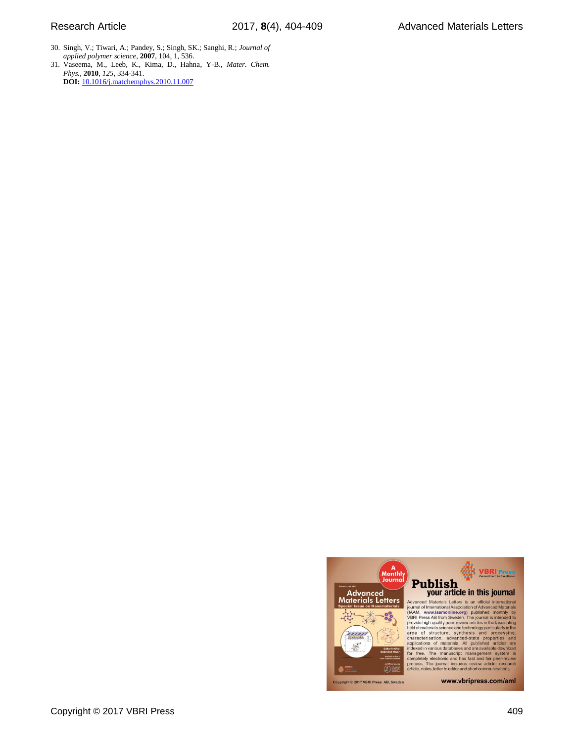30. Singh, V.; Tiwari, A.; Pandey, S.; Singh, SK.; Sanghi, R.; *Journal of applied polymer science*, **2007**, 104, 1, 536.
31. Vaseema, M., Leeb, K., Kima, D., Hahna, Y-B., *Mater. Chem. Phys.*, **2010**, *125*, 334-341.
    **DOI:** 10.1016/j.matchemphys.2010.11.007

**Publish** your article in this journal

Advanced Materials Letters is an official international journal of International Association of Advanced Materials (IAAM, www.iaamonline.org) published monthly by VBRI Press AB from Sweden. The journal is intended to provide high-quality peer-review articles in the fascinating field of materials science and technology particularly in the area of structure, synthesis and processing, characterisation, advanced-state properties and applications of materials. All published articles are indexed in various databases and are available download for free. The manuscript management system is completely electronic and has fast and fair peer-review process. The journal includes review article, research article, notes, letter to editor and short communications.

Copyright © 2017 VBRI Press AB, Sweden

www.vbripress.com/aml